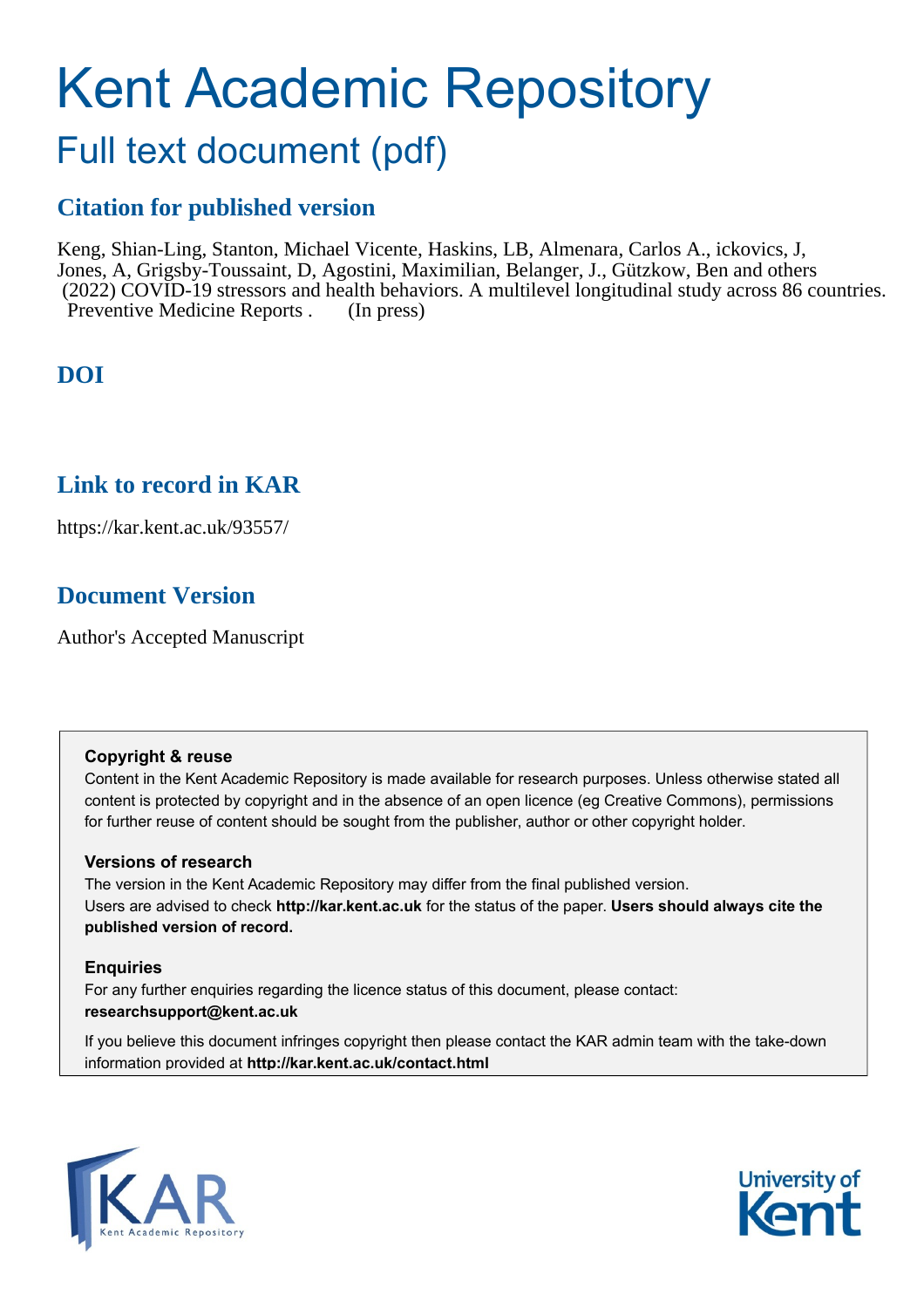# Kent Academic Repository

## Full text document (pdf)

## Citation for published version

Keng, Shian-Ling, Stanton, Michael Vicente, Haskins, LB, Almenara, Carlos A., ickovics, J, Jones, A, Grigsby-Toussaint, D, Agostini, Maximilian, Belanger, J., Gützkow, Ben and others (2022) COVID-19 stressors and health behaviors. A multilevel longitudinal study across 86 countries. Preventive Medicine Reports . (In press)

## DOI

## Link to record in KAR

https://kar.kent.ac.uk/93557/

## Document Version

Author's Accepted Manuscript

**Copyright & reuse**

Content in the Kent Academic Repository is made available for research purposes. Unless otherwise stated all content is protected by copyright and in the absence of an open licence (eg Creative Commons), permissions for further reuse of content should be sought from the publisher, author or other copyright holder.

**Versions of research**

The version in the Kent Academic Repository may differ from the final published version. Users are advised to check **http://kar.kent.ac.uk** for the status of the paper. **Users should always cite the published version of record.**

**Enquiries**

For any further enquiries regarding the licence status of this document, please contact: **researchsupport@kent.ac.uk**

If you believe this document infringes copyright then please contact the KAR admin team with the take-down information provided at **http://kar.kent.ac.uk/contact.html**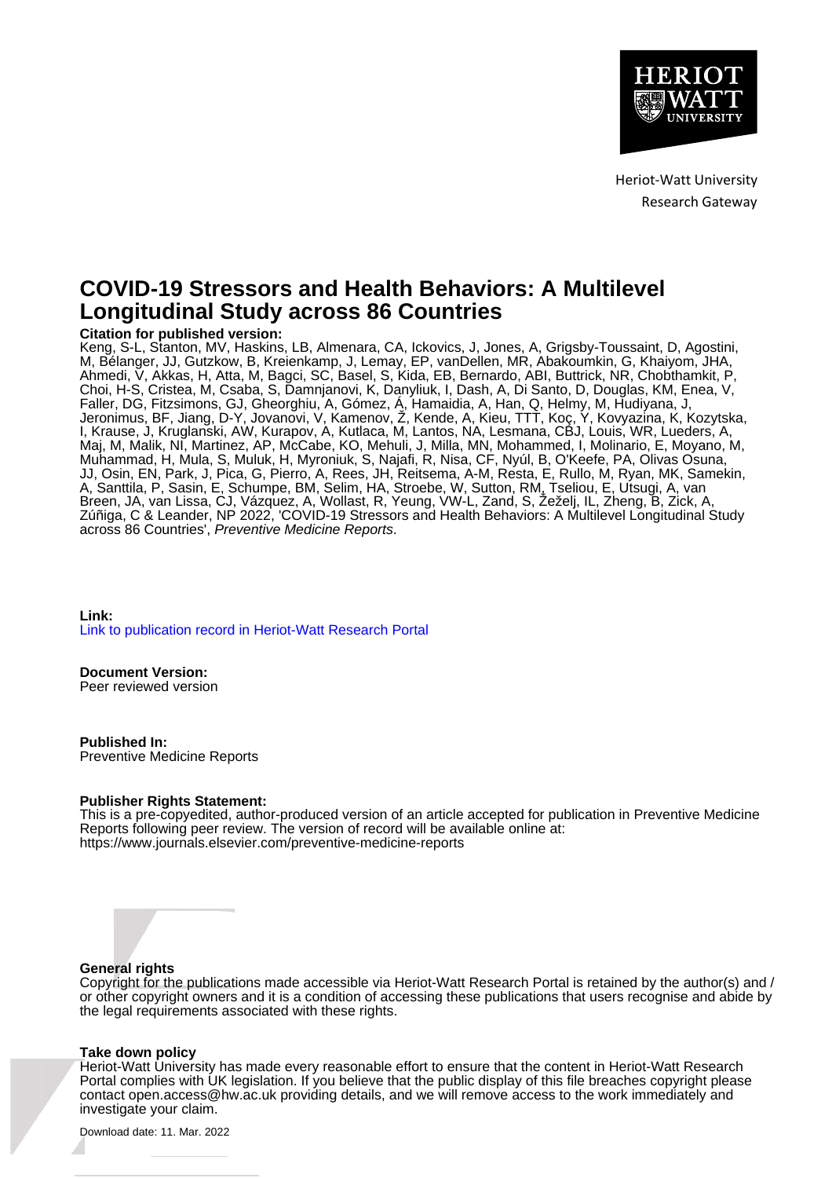Heriot-Watt University
Research Gateway

# COVID-19 Stressors and Health Behaviors: A Multilevel Longitudinal Study across 86 Countries

**Citation for published version:**
Keng, S-L, Stanton, MV, Haskins, LB, Almenara, CA, Ickovics, J, Jones, A, Grigsby-Toussaint, D, Agostini, M, Bélanger, JJ, Gutzkow, B, Kreienkamp, J, Lemay, EP, vanDellen, MR, Abakoumkin, G, Khaiyom, JHA, Ahmedi, V, Akkas, H, Atta, M, Bagci, SC, Basel, S, Kida, EB, Bernardo, ABI, Buttrick, NR, Chobthamkit, P, Choi, H-S, Cristea, M, Csaba, S, Damnjanovi, K, Danyliuk, I, Dash, A, Di Santo, D, Douglas, KM, Enea, V, Faller, DG, Fitzsimons, GJ, Gheorghiu, A, Gómez, Á, Hamaidia, A, Han, Q, Helmy, M, Hudiyana, J, Jeronimus, BF, Jiang, D-Y, Jovanovi, V, Kamenov, Ž, Kende, A, Kieu, TTT, Koç, Y, Kovyazina, K, Kozytska, I, Krause, J, Kruglanski, AW, Kurapov, A, Kutlaca, M, Lantos, NA, Lesmana, CBJ, Louis, WR, Lueders, A, Maj, M, Malik, NI, Martinez, AP, McCabe, KO, Mehuli, J, Milla, MN, Mohammed, I, Molinario, E, Moyano, M, Muhammad, H, Mula, S, Muluk, H, Myroniuk, S, Najafi, R, Nisa, CF, Nyúl, B, O'Keefe, PA, Olivas Osuna, JJ, Osin, EN, Park, J, Pica, G, Pierro, A, Rees, JH, Reitsema, A-M, Resta, E, Rullo, M, Ryan, MK, Samekin, A, Santtila, P, Sasin, E, Schumpe, BM, Selim, HA, Stroebe, W, Sutton, RM, Tseliou, E, Utsugi, A, van Breen, JA, van Lissa, CJ, Vázquez, A, Wollast, R, Yeung, VW-L, Zand, S, Žeželj, IL, Zheng, B, Zick, A, Zúñiga, C & Leander, NP 2022, 'COVID-19 Stressors and Health Behaviors: A Multilevel Longitudinal Study across 86 Countries', *Preventive Medicine Reports*.

**Link:**
Link to publication record in Heriot-Watt Research Portal

**Document Version:**
Peer reviewed version

**Published In:**
Preventive Medicine Reports

**Publisher Rights Statement:**
This is a pre-copyedited, author-produced version of an article accepted for publication in Preventive Medicine Reports following peer review. The version of record will be available online at: https://www.journals.elsevier.com/preventive-medicine-reports

**General rights**
Copyright for the publications made accessible via Heriot-Watt Research Portal is retained by the author(s) and / or other copyright owners and it is a condition of accessing these publications that users recognise and abide by the legal requirements associated with these rights.

**Take down policy**
Heriot-Watt University has made every reasonable effort to ensure that the content in Heriot-Watt Research Portal complies with UK legislation. If you believe that the public display of this file breaches copyright please contact open.access@hw.ac.uk providing details, and we will remove access to the work immediately and investigate your claim.

Download date: 11. Mar. 2022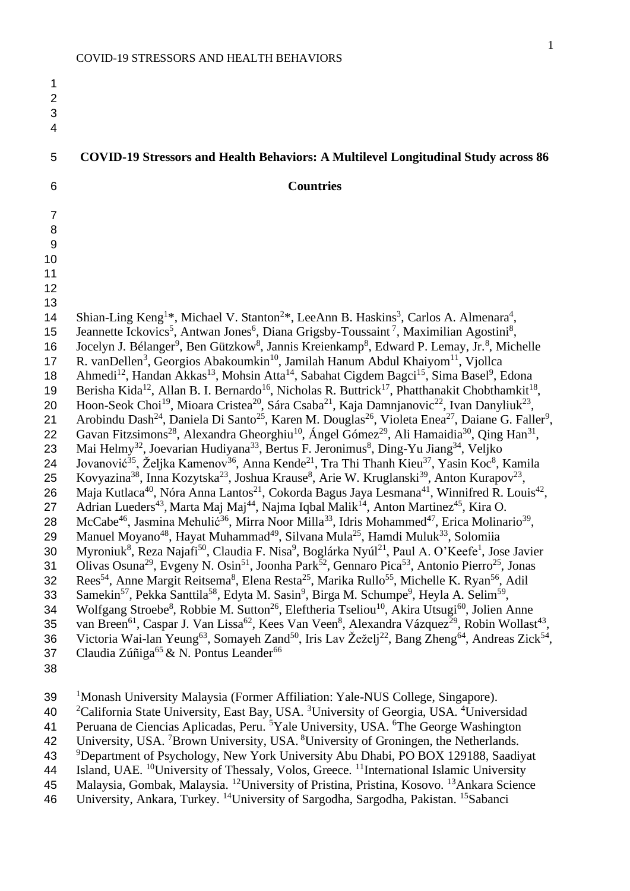# COVID-19 Stressors and Health Behaviors: A Multilevel Longitudinal Study across 86 Countries

Shian-Ling Keng[1]*, Michael V. Stanton[2]*, LeeAnn B. Haskins[3], Carlos A. Almenara[4], Jeannette Ickovics[5], Antwan Jones[6], Diana Grigsby-Toussaint[7], Maximilian Agostini[8], Jocelyn J. Bélanger[9], Ben Gützkow[8], Jannis Kreienkamp[8], Edward P. Lemay, Jr.[8], Michelle R. vanDellen[3], Georgios Abakoumkin[10], Jamilah Hanum Abdul Khaiyom[11], Vjollca Ahmedi[12], Handan Akkas[13], Mohsin Atta[14], Sabahat Cigdem Bagci[15], Sima Basel[9], Edona Berisha Kida[12], Allan B. I. Bernardo[16], Nicholas R. Buttrick[17], Phatthanakit Chobthamkit[18], Hoon-Seok Choi[19], Mioara Cristea[20], Sára Csaba[21], Kaja Damnjanovic[22], Ivan Danyliuk[23], Arobindu Dash[24], Daniela Di Santo[25], Karen M. Douglas[26], Violeta Enea[27], Daiane G. Faller[9], Gavan Fitzsimons[28], Alexandra Gheorghiu[10], Ángel Gómez[29], Ali Hamaidia[30], Qing Han[31], Mai Helmy[32], Joevarian Hudiyana[33], Bertus F. Jeronimus[8], Ding-Yu Jiang[34], Veljko Jovanović[35], Željka Kamenov[36], Anna Kende[21], Tra Thi Thanh Kieu[37], Yasin Koc[8], Kamila Kovyazina[38], Inna Kozytska[23], Joshua Krause[8], Arie W. Kruglanski[39], Anton Kurapov[23], Maja Kutlaca[40], Nóra Anna Lantos[21], Cokorda Bagus Jaya Lesmana[41], Winnifred R. Louis[42], Adrian Lueders[43], Marta Maj Maj[44], Najma Iqbal Malik[14], Anton Martinez[45], Kira O. McCabe[46], Jasmina Mehulić[36], Mirra Noor Milla[33], Idris Mohammed[47], Erica Molinario[39], Manuel Moyano[48], Hayat Muhammad[49], Silvana Mula[25], Hamdi Muluk[33], Solomiia Myroniuk[8], Reza Najafi[50], Claudia F. Nisa[9], Boglárka Nyúl[21], Paul A. O'Keefe[1], Jose Javier Olivas Osuna[29], Evgeny N. Osin[51], Joonha Park[52], Gennaro Pica[53], Antonio Pierro[25], Jonas Rees[54], Anne Margit Reitsema[8], Elena Resta[25], Marika Rullo[55], Michelle K. Ryan[56], Adil Samekin[57], Pekka Santtila[58], Edyta M. Sasin[9], Birga M. Schumpe[9], Heyla A. Selim[59], Wolfgang Stroebe[8], Robbie M. Sutton[26], Eleftheria Tseliou[10], Akira Utsugi[60], Jolien Anne van Breen[61], Caspar J. Van Lissa[62], Kees Van Veen[8], Alexandra Vázquez[29], Robin Wollast[43], Victoria Wai-lan Yeung[63], Somayeh Zand[50], Iris Lav Žeželj[22], Bang Zheng[64], Andreas Zick[54], Claudia Zúñiga[65] & N. Pontus Leander[66]

[1]Monash University Malaysia (Former Affiliation: Yale-NUS College, Singapore). [2]California State University, East Bay, USA. [3]University of Georgia, USA. [4]Universidad Peruana de Ciencias Aplicadas, Peru. [5]Yale University, USA. [6]The George Washington University, USA. [7]Brown University, USA. [8]University of Groningen, the Netherlands. [9]Department of Psychology, New York University Abu Dhabi, PO BOX 129188, Saadiyat Island, UAE. [10]University of Thessaly, Volos, Greece. [11]International Islamic University Malaysia, Gombak, Malaysia. [12]University of Pristina, Pristina, Kosovo. [13]Ankara Science University, Ankara, Turkey. [14]University of Sargodha, Sargodha, Pakistan. [15]Sabanci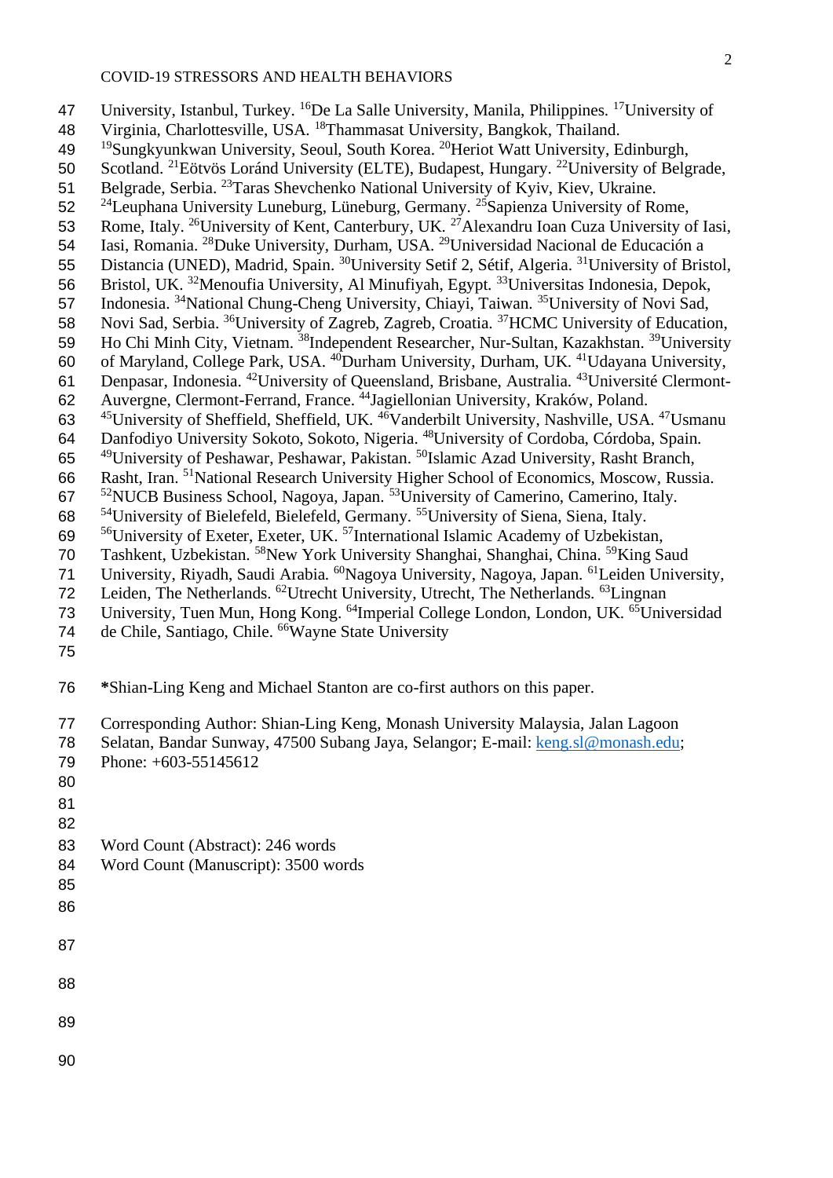University, Istanbul, Turkey. [16]De La Salle University, Manila, Philippines. [17]University of Virginia, Charlottesville, USA. [18]Thammasat University, Bangkok, Thailand. [19]Sungkyunkwan University, Seoul, South Korea. [20]Heriot Watt University, Edinburgh, Scotland. [21]Eötvös Loránd University (ELTE), Budapest, Hungary. [22]University of Belgrade, Belgrade, Serbia. [23]Taras Shevchenko National University of Kyiv, Kiev, Ukraine. [24]Leuphana University Luneburg, Lüneburg, Germany. [25]Sapienza University of Rome, Rome, Italy. [26]University of Kent, Canterbury, UK. [27]Alexandru Ioan Cuza University of Iasi, Iasi, Romania. [28]Duke University, Durham, USA. [29]Universidad Nacional de Educación a Distancia (UNED), Madrid, Spain. [30]University Setif 2, Sétif, Algeria. [31]University of Bristol, Bristol, UK. [32]Menoufia University, Al Minufiyah, Egypt. [33]Universitas Indonesia, Depok, Indonesia. [34]National Chung-Cheng University, Chiayi, Taiwan. [35]University of Novi Sad, Novi Sad, Serbia. [36]University of Zagreb, Zagreb, Croatia. [37]HCMC University of Education, Ho Chi Minh City, Vietnam. [38]Independent Researcher, Nur-Sultan, Kazakhstan. [39]University of Maryland, College Park, USA. [40]Durham University, Durham, UK. [41]Udayana University, Denpasar, Indonesia. [42]University of Queensland, Brisbane, Australia. [43]Université Clermont-Auvergne, Clermont-Ferrand, France. [44]Jagiellonian University, Kraków, Poland. [45]University of Sheffield, Sheffield, UK. [46]Vanderbilt University, Nashville, USA. [47]Usmanu Danfodiyo University Sokoto, Sokoto, Nigeria. [48]University of Cordoba, Córdoba, Spain. [49]University of Peshawar, Peshawar, Pakistan. [50]Islamic Azad University, Rasht Branch, Rasht, Iran. [51]National Research University Higher School of Economics, Moscow, Russia. [52]NUCB Business School, Nagoya, Japan. [53]University of Camerino, Camerino, Italy. [54]University of Bielefeld, Bielefeld, Germany. [55]University of Siena, Siena, Italy. [56]University of Exeter, Exeter, UK. [57]International Islamic Academy of Uzbekistan, Tashkent, Uzbekistan. [58]New York University Shanghai, Shanghai, China. [59]King Saud University, Riyadh, Saudi Arabia. [60]Nagoya University, Nagoya, Japan. [61]Leiden University, Leiden, The Netherlands. [62]Utrecht University, Utrecht, The Netherlands. [63]Lingnan University, Tuen Mun, Hong Kong. [64]Imperial College London, London, UK. [65]Universidad de Chile, Santiago, Chile. [66]Wayne State University

**\***Shian-Ling Keng and Michael Stanton are co-first authors on this paper.

Corresponding Author: Shian-Ling Keng, Monash University Malaysia, Jalan Lagoon Selatan, Bandar Sunway, 47500 Subang Jaya, Selangor; E-mail: keng.sl@monash.edu; Phone: +603-55145612

Word Count (Abstract): 246 words

Word Count (Manuscript): 3500 words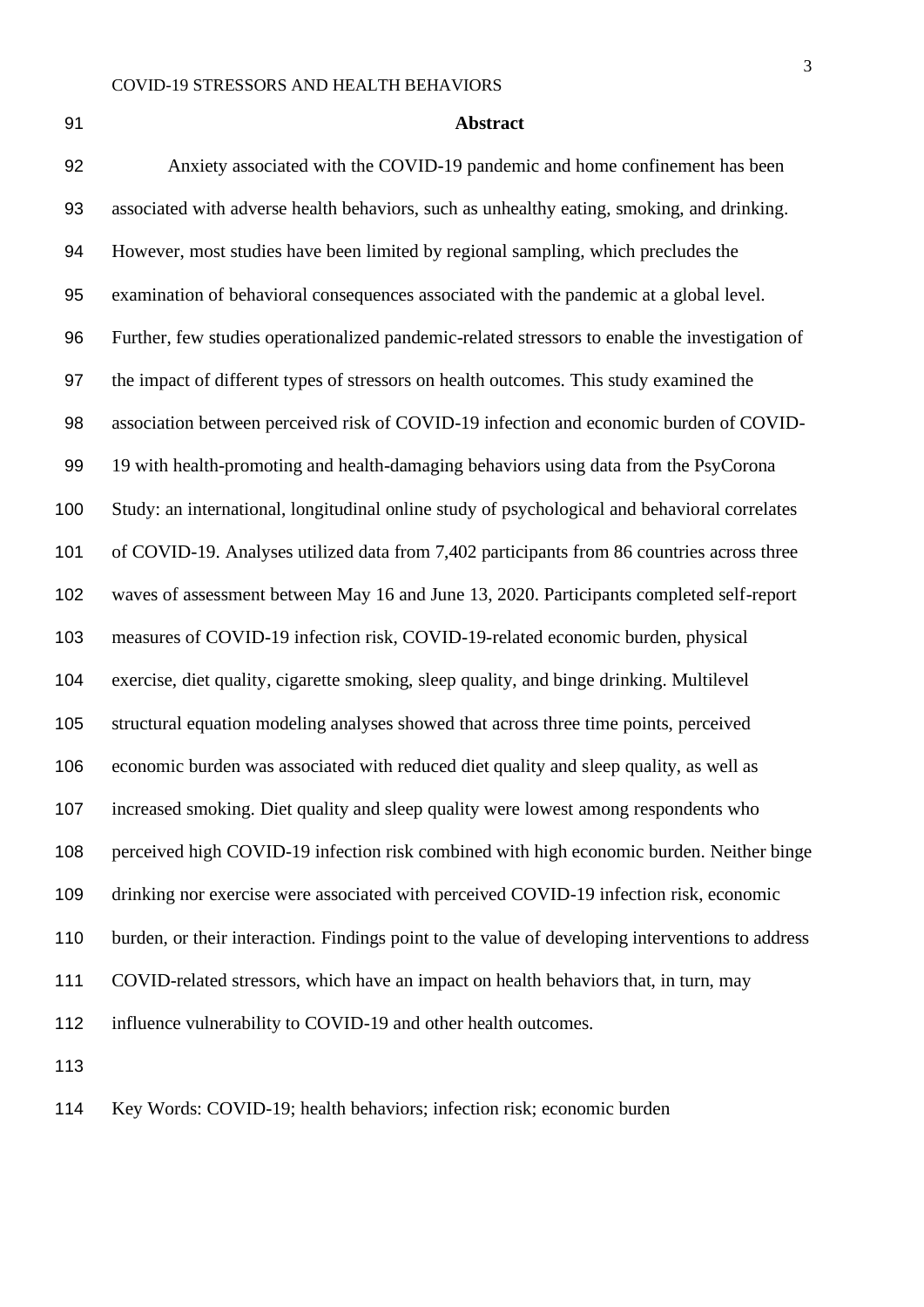## Abstract

Anxiety associated with the COVID-19 pandemic and home confinement has been associated with adverse health behaviors, such as unhealthy eating, smoking, and drinking. However, most studies have been limited by regional sampling, which precludes the examination of behavioral consequences associated with the pandemic at a global level. Further, few studies operationalized pandemic-related stressors to enable the investigation of the impact of different types of stressors on health outcomes. This study examined the association between perceived risk of COVID-19 infection and economic burden of COVID-19 with health-promoting and health-damaging behaviors using data from the PsyCorona Study: an international, longitudinal online study of psychological and behavioral correlates of COVID-19. Analyses utilized data from 7,402 participants from 86 countries across three waves of assessment between May 16 and June 13, 2020. Participants completed self-report measures of COVID-19 infection risk, COVID-19-related economic burden, physical exercise, diet quality, cigarette smoking, sleep quality, and binge drinking. Multilevel structural equation modeling analyses showed that across three time points, perceived economic burden was associated with reduced diet quality and sleep quality, as well as increased smoking. Diet quality and sleep quality were lowest among respondents who perceived high COVID-19 infection risk combined with high economic burden. Neither binge drinking nor exercise were associated with perceived COVID-19 infection risk, economic burden, or their interaction. Findings point to the value of developing interventions to address COVID-related stressors, which have an impact on health behaviors that, in turn, may influence vulnerability to COVID-19 and other health outcomes.

Key Words: COVID-19; health behaviors; infection risk; economic burden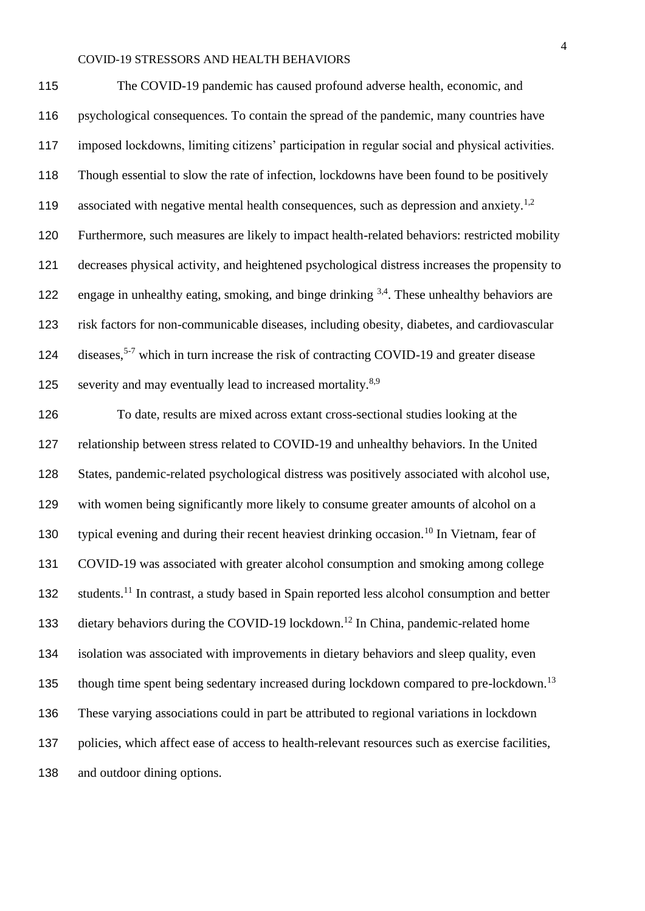The COVID-19 pandemic has caused profound adverse health, economic, and psychological consequences. To contain the spread of the pandemic, many countries have imposed lockdowns, limiting citizens' participation in regular social and physical activities. Though essential to slow the rate of infection, lockdowns have been found to be positively associated with negative mental health consequences, such as depression and anxiety.[1,2] Furthermore, such measures are likely to impact health-related behaviors: restricted mobility decreases physical activity, and heightened psychological distress increases the propensity to engage in unhealthy eating, smoking, and binge drinking [3,4]. These unhealthy behaviors are risk factors for non-communicable diseases, including obesity, diabetes, and cardiovascular diseases,[5-7] which in turn increase the risk of contracting COVID-19 and greater disease severity and may eventually lead to increased mortality.[8,9]

To date, results are mixed across extant cross-sectional studies looking at the relationship between stress related to COVID-19 and unhealthy behaviors. In the United States, pandemic-related psychological distress was positively associated with alcohol use, with women being significantly more likely to consume greater amounts of alcohol on a typical evening and during their recent heaviest drinking occasion.[10] In Vietnam, fear of COVID-19 was associated with greater alcohol consumption and smoking among college students.[11] In contrast, a study based in Spain reported less alcohol consumption and better dietary behaviors during the COVID-19 lockdown.[12] In China, pandemic-related home isolation was associated with improvements in dietary behaviors and sleep quality, even though time spent being sedentary increased during lockdown compared to pre-lockdown.[13] These varying associations could in part be attributed to regional variations in lockdown policies, which affect ease of access to health-relevant resources such as exercise facilities, and outdoor dining options.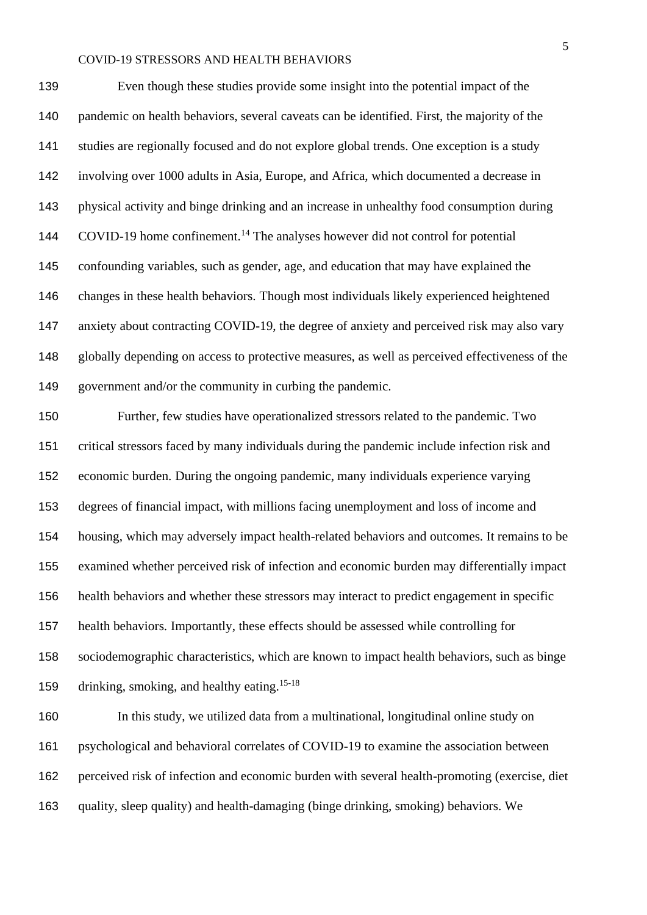Even though these studies provide some insight into the potential impact of the pandemic on health behaviors, several caveats can be identified. First, the majority of the studies are regionally focused and do not explore global trends. One exception is a study involving over 1000 adults in Asia, Europe, and Africa, which documented a decrease in physical activity and binge drinking and an increase in unhealthy food consumption during COVID-19 home confinement.[14] The analyses however did not control for potential confounding variables, such as gender, age, and education that may have explained the changes in these health behaviors. Though most individuals likely experienced heightened anxiety about contracting COVID-19, the degree of anxiety and perceived risk may also vary globally depending on access to protective measures, as well as perceived effectiveness of the government and/or the community in curbing the pandemic.

Further, few studies have operationalized stressors related to the pandemic. Two critical stressors faced by many individuals during the pandemic include infection risk and economic burden. During the ongoing pandemic, many individuals experience varying degrees of financial impact, with millions facing unemployment and loss of income and housing, which may adversely impact health-related behaviors and outcomes. It remains to be examined whether perceived risk of infection and economic burden may differentially impact health behaviors and whether these stressors may interact to predict engagement in specific health behaviors. Importantly, these effects should be assessed while controlling for sociodemographic characteristics, which are known to impact health behaviors, such as binge drinking, smoking, and healthy eating.[15-18]

In this study, we utilized data from a multinational, longitudinal online study on psychological and behavioral correlates of COVID-19 to examine the association between perceived risk of infection and economic burden with several health-promoting (exercise, diet quality, sleep quality) and health-damaging (binge drinking, smoking) behaviors. We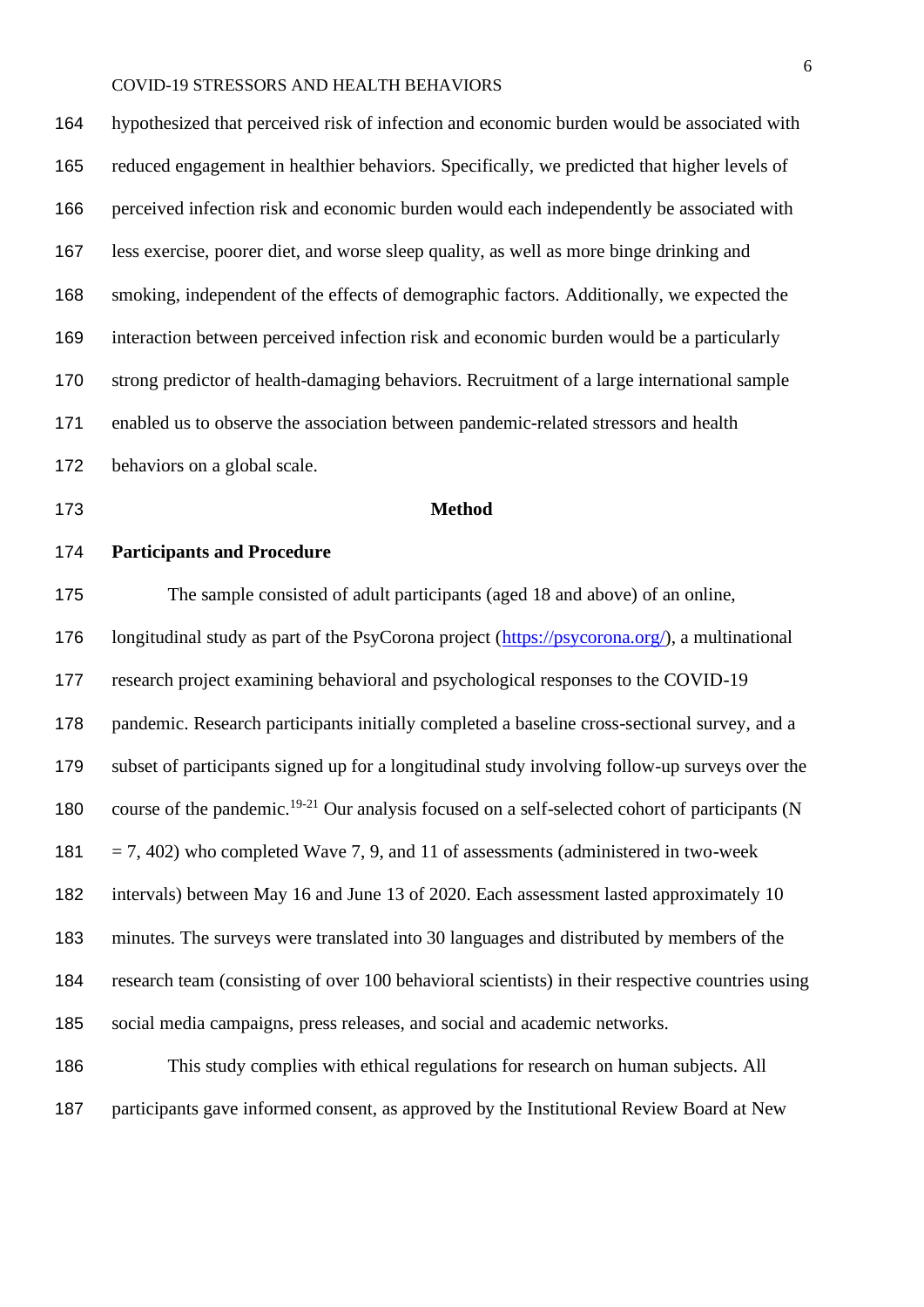hypothesized that perceived risk of infection and economic burden would be associated with reduced engagement in healthier behaviors. Specifically, we predicted that higher levels of perceived infection risk and economic burden would each independently be associated with less exercise, poorer diet, and worse sleep quality, as well as more binge drinking and smoking, independent of the effects of demographic factors. Additionally, we expected the interaction between perceived infection risk and economic burden would be a particularly strong predictor of health-damaging behaviors. Recruitment of a large international sample enabled us to observe the association between pandemic-related stressors and health behaviors on a global scale.

## Method

### Participants and Procedure

The sample consisted of adult participants (aged 18 and above) of an online, longitudinal study as part of the PsyCorona project (https://psycorona.org/), a multinational research project examining behavioral and psychological responses to the COVID-19 pandemic. Research participants initially completed a baseline cross-sectional survey, and a subset of participants signed up for a longitudinal study involving follow-up surveys over the course of the pandemic.[19-21] Our analysis focused on a self-selected cohort of participants (N = 7, 402) who completed Wave 7, 9, and 11 of assessments (administered in two-week intervals) between May 16 and June 13 of 2020. Each assessment lasted approximately 10 minutes. The surveys were translated into 30 languages and distributed by members of the research team (consisting of over 100 behavioral scientists) in their respective countries using social media campaigns, press releases, and social and academic networks.

This study complies with ethical regulations for research on human subjects. All participants gave informed consent, as approved by the Institutional Review Board at New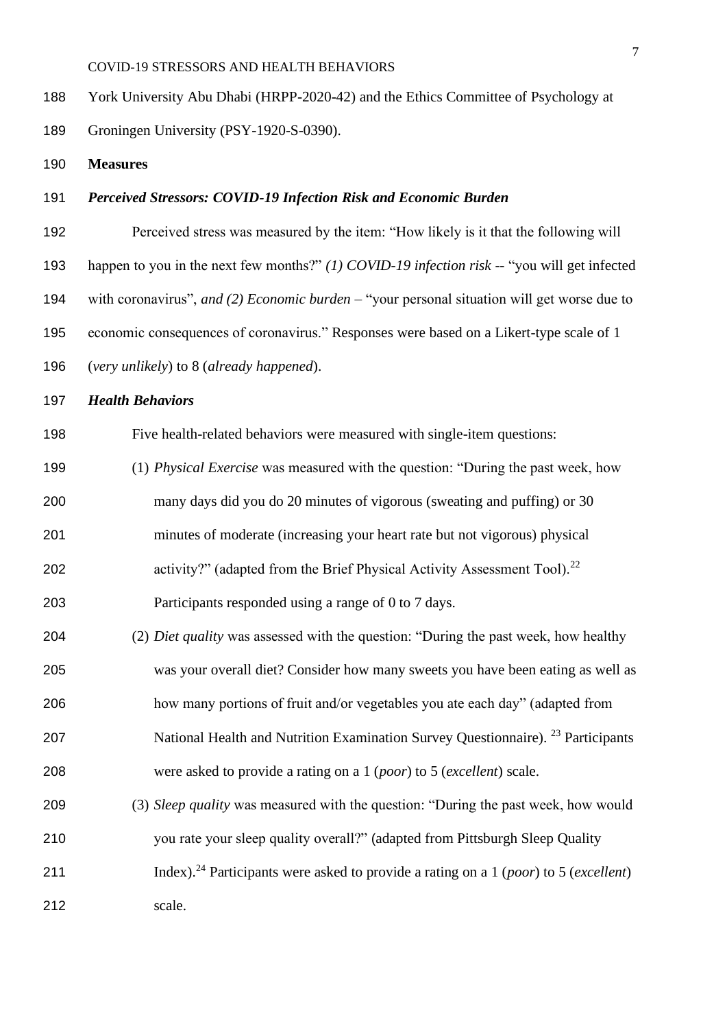York University Abu Dhabi (HRPP-2020-42) and the Ethics Committee of Psychology at Groningen University (PSY-1920-S-0390).

**Measures**

***Perceived Stressors: COVID-19 Infection Risk and Economic Burden***

Perceived stress was measured by the item: "How likely is it that the following will happen to you in the next few months?" *(1) COVID-19 infection risk* -- "you will get infected with coronavirus", *and (2) Economic burden* – "your personal situation will get worse due to economic consequences of coronavirus." Responses were based on a Likert-type scale of 1 (*very unlikely*) to 8 (*already happened*).

***Health Behaviors***

Five health-related behaviors were measured with single-item questions:

(1) *Physical Exercise* was measured with the question: "During the past week, how many days did you do 20 minutes of vigorous (sweating and puffing) or 30 minutes of moderate (increasing your heart rate but not vigorous) physical activity?" (adapted from the Brief Physical Activity Assessment Tool).[22] Participants responded using a range of 0 to 7 days.

(2) *Diet quality* was assessed with the question: "During the past week, how healthy was your overall diet? Consider how many sweets you have been eating as well as how many portions of fruit and/or vegetables you ate each day" (adapted from National Health and Nutrition Examination Survey Questionnaire). [23] Participants were asked to provide a rating on a 1 (*poor*) to 5 (*excellent*) scale.

(3) *Sleep quality* was measured with the question: "During the past week, how would you rate your sleep quality overall?" (adapted from Pittsburgh Sleep Quality Index).[24] Participants were asked to provide a rating on a 1 (*poor*) to 5 (*excellent*) scale.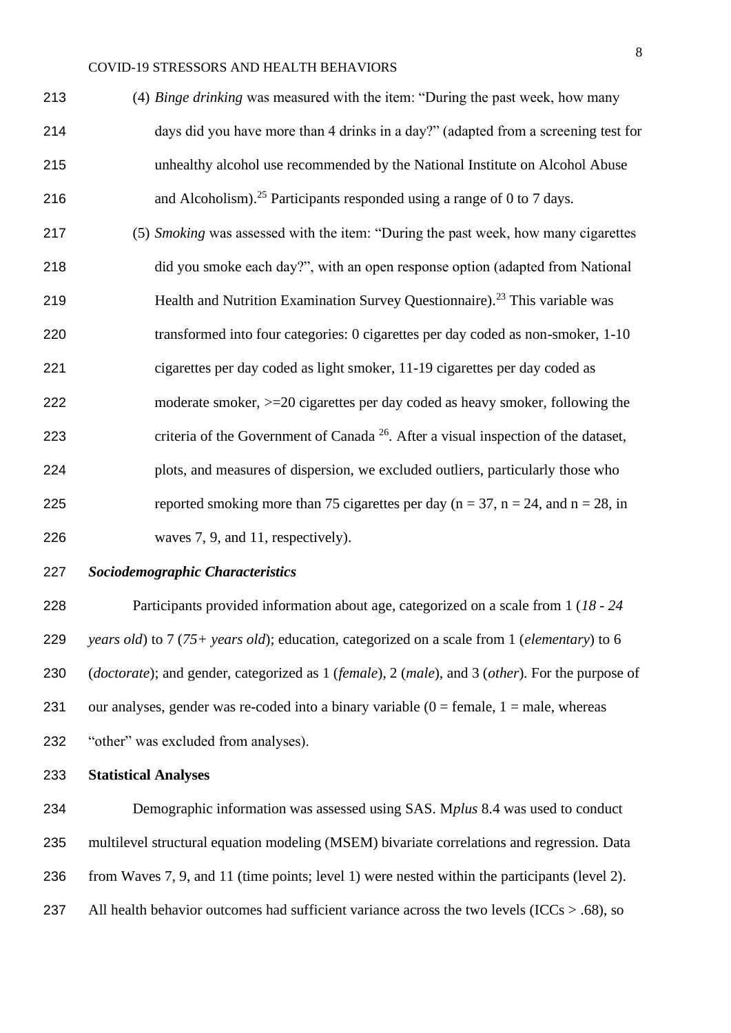(4) *Binge drinking* was measured with the item: "During the past week, how many days did you have more than 4 drinks in a day?" (adapted from a screening test for unhealthy alcohol use recommended by the National Institute on Alcohol Abuse and Alcoholism).[25] Participants responded using a range of 0 to 7 days.

(5) *Smoking* was assessed with the item: "During the past week, how many cigarettes did you smoke each day?", with an open response option (adapted from National Health and Nutrition Examination Survey Questionnaire).[23] This variable was transformed into four categories: 0 cigarettes per day coded as non-smoker, 1-10 cigarettes per day coded as light smoker, 11-19 cigarettes per day coded as moderate smoker, >=20 cigarettes per day coded as heavy smoker, following the criteria of the Government of Canada [26]. After a visual inspection of the dataset, plots, and measures of dispersion, we excluded outliers, particularly those who reported smoking more than 75 cigarettes per day (n = 37, n = 24, and n = 28, in waves 7, 9, and 11, respectively).

***Sociodemographic Characteristics***

Participants provided information about age, categorized on a scale from 1 (*18 - 24 years old*) to 7 (*75+ years old*); education, categorized on a scale from 1 (*elementary*) to 6 (*doctorate*); and gender, categorized as 1 (*female*), 2 (*male*), and 3 (*other*). For the purpose of our analyses, gender was re-coded into a binary variable (0 = female, 1 = male, whereas "other" was excluded from analyses).

**Statistical Analyses**

Demographic information was assessed using SAS. M*plus* 8.4 was used to conduct multilevel structural equation modeling (MSEM) bivariate correlations and regression. Data from Waves 7, 9, and 11 (time points; level 1) were nested within the participants (level 2). All health behavior outcomes had sufficient variance across the two levels (ICCs > .68), so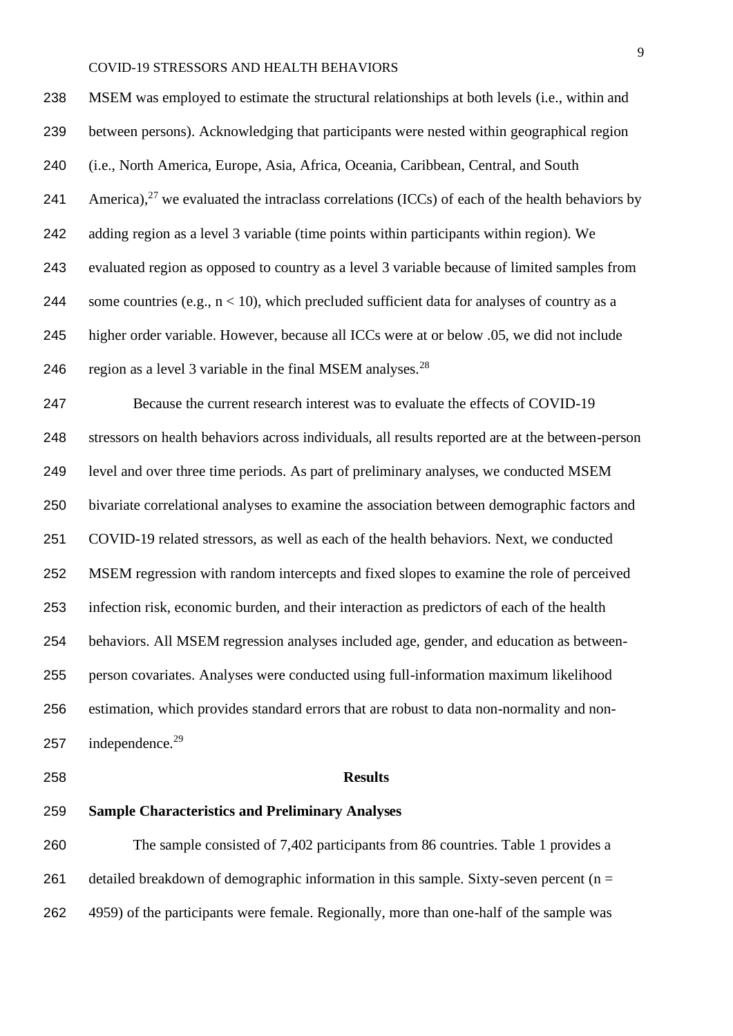MSEM was employed to estimate the structural relationships at both levels (i.e., within and between persons). Acknowledging that participants were nested within geographical region (i.e., North America, Europe, Asia, Africa, Oceania, Caribbean, Central, and South America),[27] we evaluated the intraclass correlations (ICCs) of each of the health behaviors by adding region as a level 3 variable (time points within participants within region). We evaluated region as opposed to country as a level 3 variable because of limited samples from some countries (e.g., $n < 10$), which precluded sufficient data for analyses of country as a higher order variable. However, because all ICCs were at or below .05, we did not include region as a level 3 variable in the final MSEM analyses.[28]

Because the current research interest was to evaluate the effects of COVID-19 stressors on health behaviors across individuals, all results reported are at the between-person level and over three time periods. As part of preliminary analyses, we conducted MSEM bivariate correlational analyses to examine the association between demographic factors and COVID-19 related stressors, as well as each of the health behaviors. Next, we conducted MSEM regression with random intercepts and fixed slopes to examine the role of perceived infection risk, economic burden, and their interaction as predictors of each of the health behaviors. All MSEM regression analyses included age, gender, and education as between-person covariates. Analyses were conducted using full-information maximum likelihood estimation, which provides standard errors that are robust to data non-normality and non-independence.[29]

## Results

### Sample Characteristics and Preliminary Analyses

The sample consisted of 7,402 participants from 86 countries. Table 1 provides a detailed breakdown of demographic information in this sample. Sixty-seven percent ($n =$ 4959) of the participants were female. Regionally, more than one-half of the sample was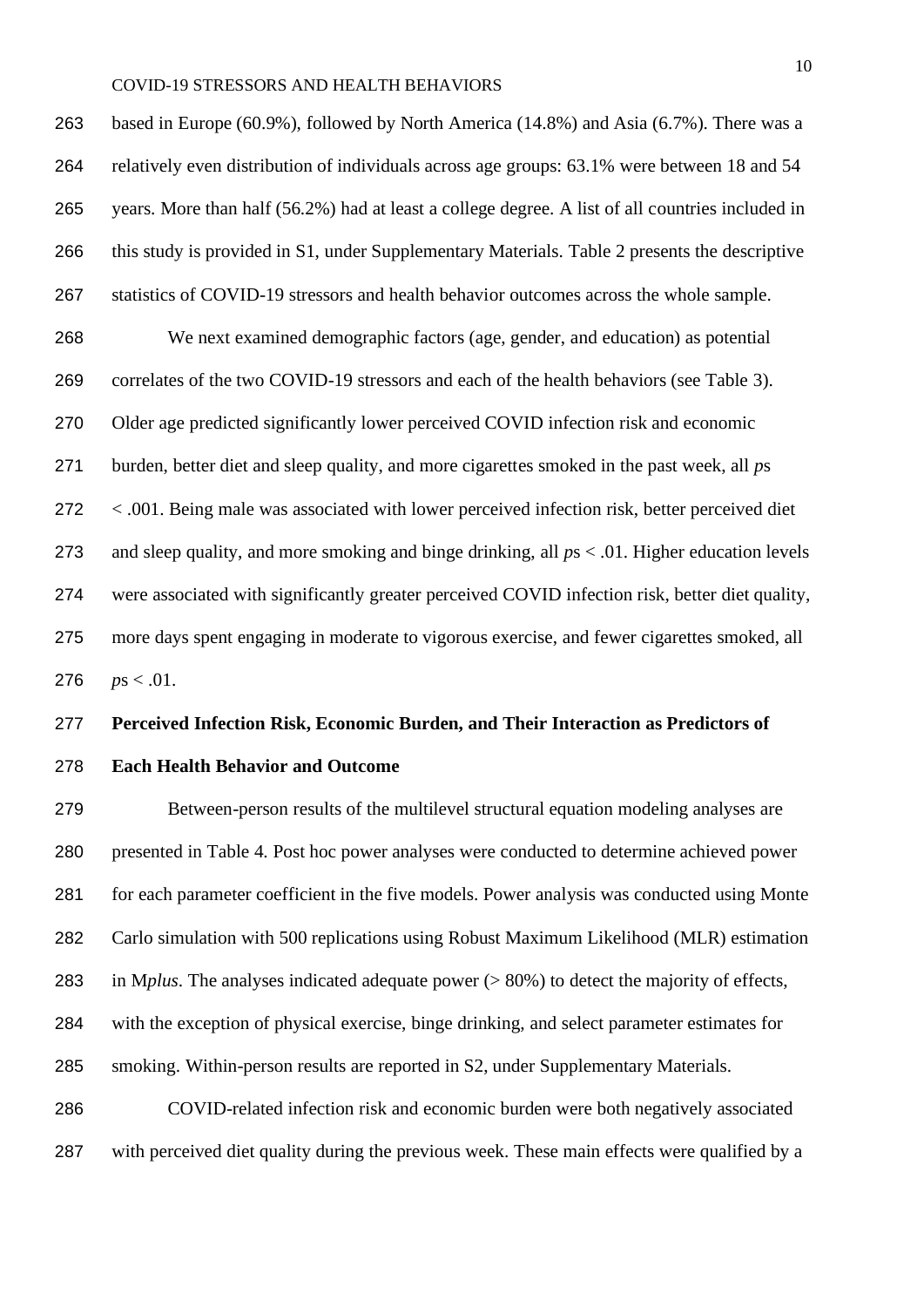based in Europe (60.9%), followed by North America (14.8%) and Asia (6.7%). There was a relatively even distribution of individuals across age groups: 63.1% were between 18 and 54 years. More than half (56.2%) had at least a college degree. A list of all countries included in this study is provided in S1, under Supplementary Materials. Table 2 presents the descriptive statistics of COVID-19 stressors and health behavior outcomes across the whole sample.

We next examined demographic factors (age, gender, and education) as potential correlates of the two COVID-19 stressors and each of the health behaviors (see Table 3). Older age predicted significantly lower perceived COVID infection risk and economic burden, better diet and sleep quality, and more cigarettes smoked in the past week, all $p$s $< .001$. Being male was associated with lower perceived infection risk, better perceived diet and sleep quality, and more smoking and binge drinking, all $p$s $< .01$. Higher education levels were associated with significantly greater perceived COVID infection risk, better diet quality, more days spent engaging in moderate to vigorous exercise, and fewer cigarettes smoked, all $p$s $< .01$.

**Perceived Infection Risk, Economic Burden, and Their Interaction as Predictors of Each Health Behavior and Outcome**

Between-person results of the multilevel structural equation modeling analyses are presented in Table 4. Post hoc power analyses were conducted to determine achieved power for each parameter coefficient in the five models. Power analysis was conducted using Monte Carlo simulation with 500 replications using Robust Maximum Likelihood (MLR) estimation in M*plus*. The analyses indicated adequate power (> 80%) to detect the majority of effects, with the exception of physical exercise, binge drinking, and select parameter estimates for smoking. Within-person results are reported in S2, under Supplementary Materials.

COVID-related infection risk and economic burden were both negatively associated with perceived diet quality during the previous week. These main effects were qualified by a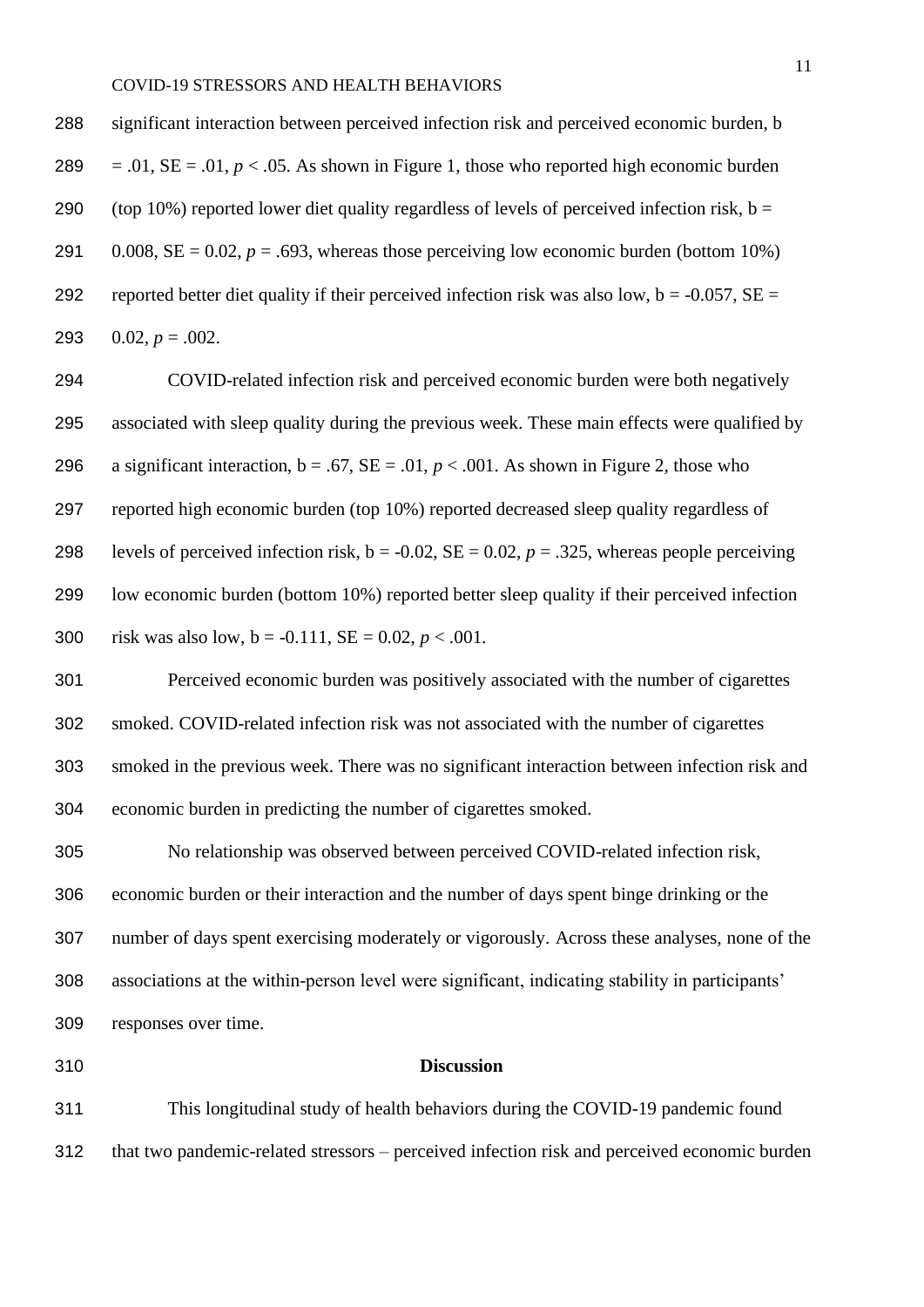significant interaction between perceived infection risk and perceived economic burden, b = .01, SE = .01, $p < .05$. As shown in Figure 1, those who reported high economic burden (top 10%) reported lower diet quality regardless of levels of perceived infection risk, b = 0.008, SE = 0.02, $p = .693$, whereas those perceiving low economic burden (bottom 10%) reported better diet quality if their perceived infection risk was also low, b = -0.057, SE = 0.02, $p = .002$.

COVID-related infection risk and perceived economic burden were both negatively associated with sleep quality during the previous week. These main effects were qualified by a significant interaction, b = .67, SE = .01, $p < .001$. As shown in Figure 2, those who reported high economic burden (top 10%) reported decreased sleep quality regardless of levels of perceived infection risk, b = -0.02, SE = 0.02, $p = .325$, whereas people perceiving low economic burden (bottom 10%) reported better sleep quality if their perceived infection risk was also low, b = -0.111, SE = 0.02, $p < .001$.

Perceived economic burden was positively associated with the number of cigarettes smoked. COVID-related infection risk was not associated with the number of cigarettes smoked in the previous week. There was no significant interaction between infection risk and economic burden in predicting the number of cigarettes smoked.

No relationship was observed between perceived COVID-related infection risk, economic burden or their interaction and the number of days spent binge drinking or the number of days spent exercising moderately or vigorously. Across these analyses, none of the associations at the within-person level were significant, indicating stability in participants' responses over time.

## Discussion

This longitudinal study of health behaviors during the COVID-19 pandemic found that two pandemic-related stressors – perceived infection risk and perceived economic burden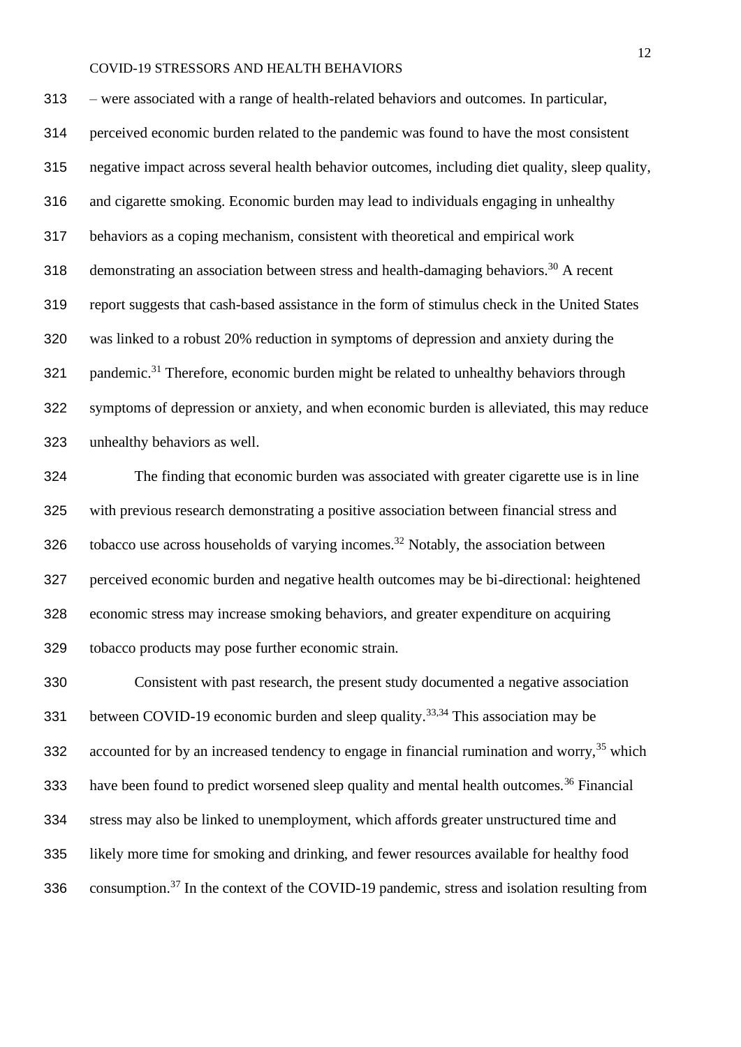– were associated with a range of health-related behaviors and outcomes. In particular, perceived economic burden related to the pandemic was found to have the most consistent negative impact across several health behavior outcomes, including diet quality, sleep quality, and cigarette smoking. Economic burden may lead to individuals engaging in unhealthy behaviors as a coping mechanism, consistent with theoretical and empirical work demonstrating an association between stress and health-damaging behaviors.[30] A recent report suggests that cash-based assistance in the form of stimulus check in the United States was linked to a robust 20% reduction in symptoms of depression and anxiety during the pandemic.[31] Therefore, economic burden might be related to unhealthy behaviors through symptoms of depression or anxiety, and when economic burden is alleviated, this may reduce unhealthy behaviors as well.

The finding that economic burden was associated with greater cigarette use is in line with previous research demonstrating a positive association between financial stress and tobacco use across households of varying incomes.[32] Notably, the association between perceived economic burden and negative health outcomes may be bi-directional: heightened economic stress may increase smoking behaviors, and greater expenditure on acquiring tobacco products may pose further economic strain.

Consistent with past research, the present study documented a negative association between COVID-19 economic burden and sleep quality.[33,34] This association may be accounted for by an increased tendency to engage in financial rumination and worry,[35] which have been found to predict worsened sleep quality and mental health outcomes.[36] Financial stress may also be linked to unemployment, which affords greater unstructured time and likely more time for smoking and drinking, and fewer resources available for healthy food consumption.[37] In the context of the COVID-19 pandemic, stress and isolation resulting from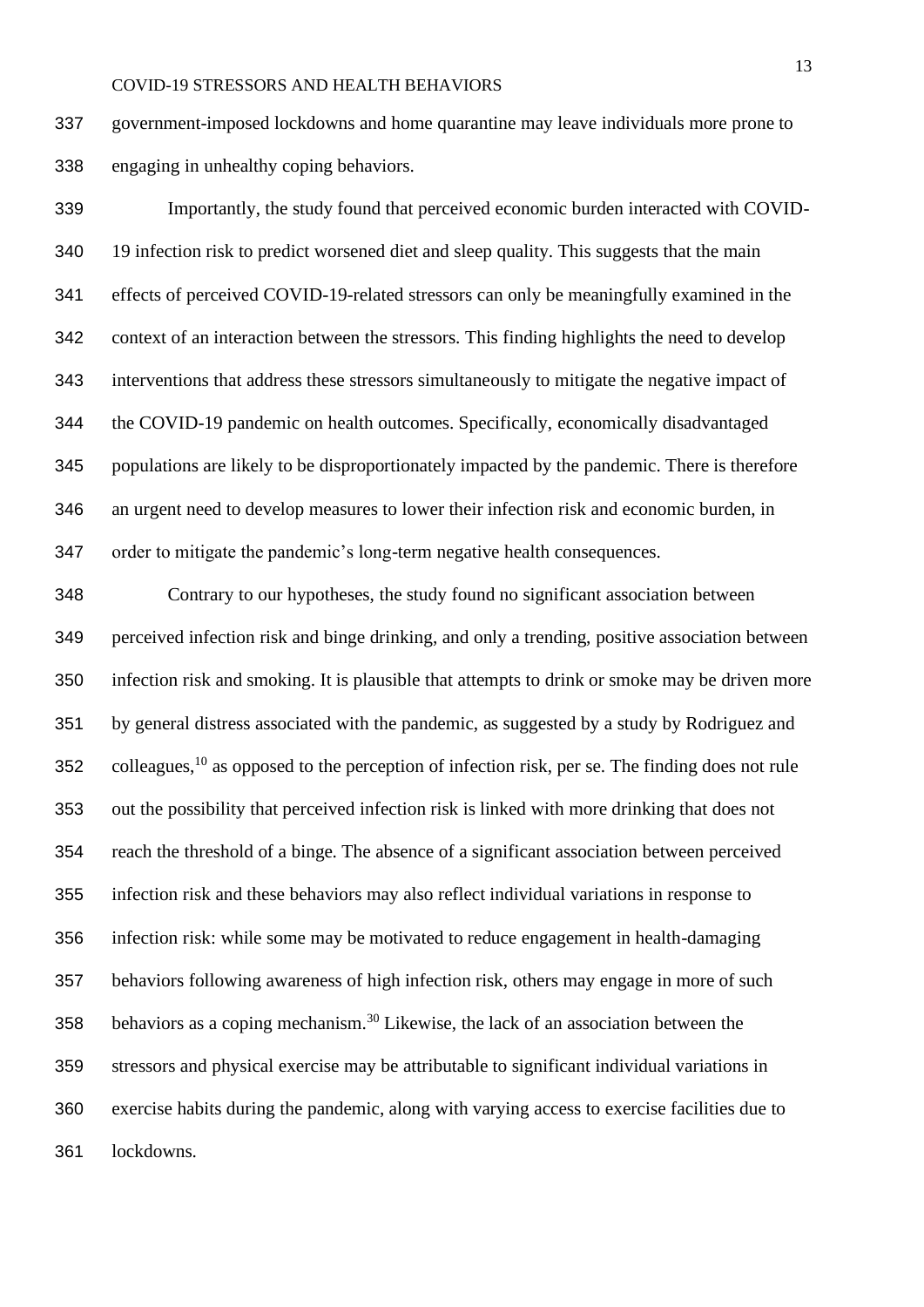government-imposed lockdowns and home quarantine may leave individuals more prone to engaging in unhealthy coping behaviors.

Importantly, the study found that perceived economic burden interacted with COVID-19 infection risk to predict worsened diet and sleep quality. This suggests that the main effects of perceived COVID-19-related stressors can only be meaningfully examined in the context of an interaction between the stressors. This finding highlights the need to develop interventions that address these stressors simultaneously to mitigate the negative impact of the COVID-19 pandemic on health outcomes. Specifically, economically disadvantaged populations are likely to be disproportionately impacted by the pandemic. There is therefore an urgent need to develop measures to lower their infection risk and economic burden, in order to mitigate the pandemic's long-term negative health consequences.

Contrary to our hypotheses, the study found no significant association between perceived infection risk and binge drinking, and only a trending, positive association between infection risk and smoking. It is plausible that attempts to drink or smoke may be driven more by general distress associated with the pandemic, as suggested by a study by Rodriguez and colleagues,[10] as opposed to the perception of infection risk, per se. The finding does not rule out the possibility that perceived infection risk is linked with more drinking that does not reach the threshold of a binge. The absence of a significant association between perceived infection risk and these behaviors may also reflect individual variations in response to infection risk: while some may be motivated to reduce engagement in health-damaging behaviors following awareness of high infection risk, others may engage in more of such behaviors as a coping mechanism.[30] Likewise, the lack of an association between the stressors and physical exercise may be attributable to significant individual variations in exercise habits during the pandemic, along with varying access to exercise facilities due to lockdowns.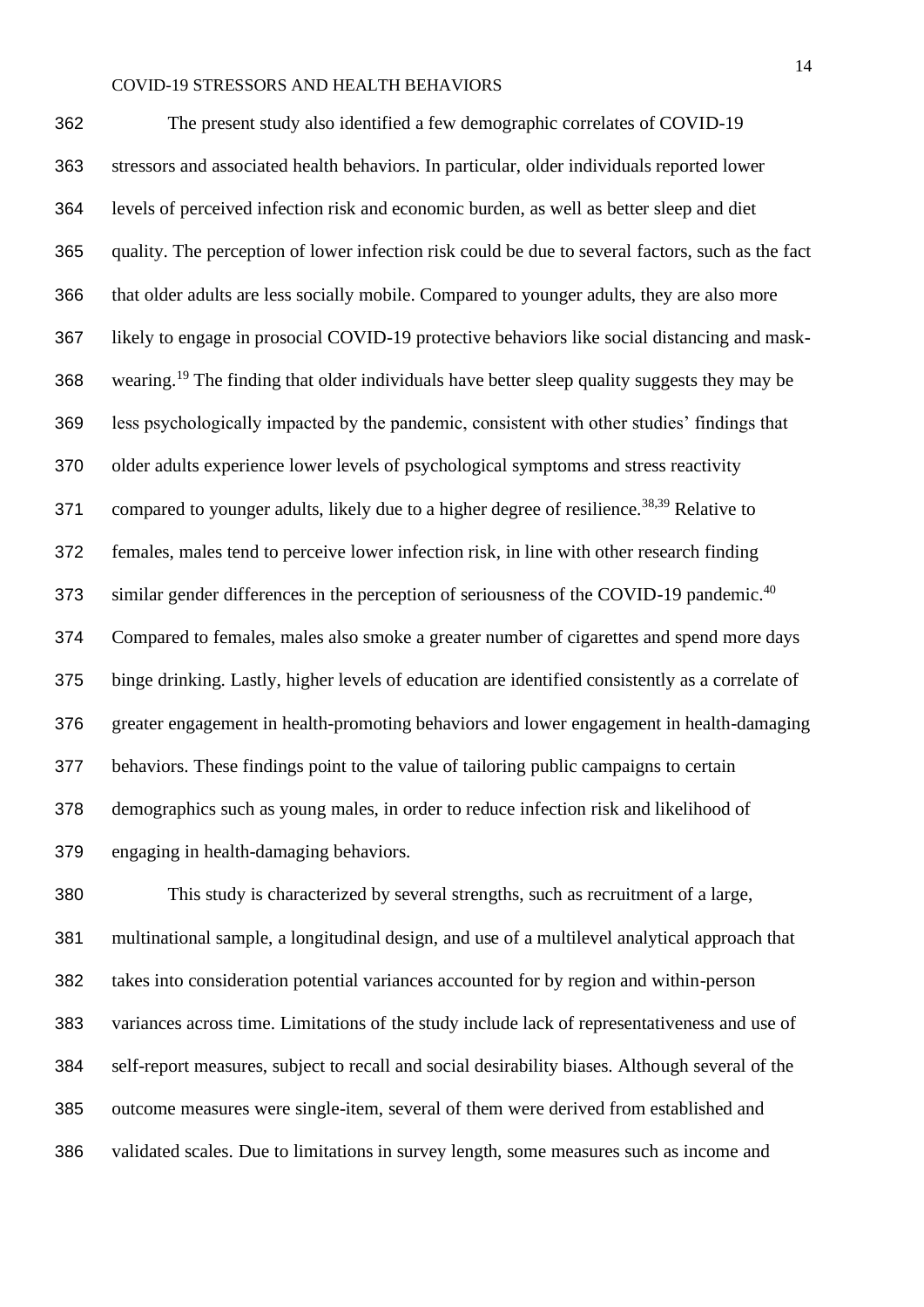The present study also identified a few demographic correlates of COVID-19 stressors and associated health behaviors. In particular, older individuals reported lower levels of perceived infection risk and economic burden, as well as better sleep and diet quality. The perception of lower infection risk could be due to several factors, such as the fact that older adults are less socially mobile. Compared to younger adults, they are also more likely to engage in prosocial COVID-19 protective behaviors like social distancing and mask-wearing.[19] The finding that older individuals have better sleep quality suggests they may be less psychologically impacted by the pandemic, consistent with other studies' findings that older adults experience lower levels of psychological symptoms and stress reactivity compared to younger adults, likely due to a higher degree of resilience.[38,39] Relative to females, males tend to perceive lower infection risk, in line with other research finding similar gender differences in the perception of seriousness of the COVID-19 pandemic.[40] Compared to females, males also smoke a greater number of cigarettes and spend more days binge drinking. Lastly, higher levels of education are identified consistently as a correlate of greater engagement in health-promoting behaviors and lower engagement in health-damaging behaviors. These findings point to the value of tailoring public campaigns to certain demographics such as young males, in order to reduce infection risk and likelihood of engaging in health-damaging behaviors.

This study is characterized by several strengths, such as recruitment of a large, multinational sample, a longitudinal design, and use of a multilevel analytical approach that takes into consideration potential variances accounted for by region and within-person variances across time. Limitations of the study include lack of representativeness and use of self-report measures, subject to recall and social desirability biases. Although several of the outcome measures were single-item, several of them were derived from established and validated scales. Due to limitations in survey length, some measures such as income and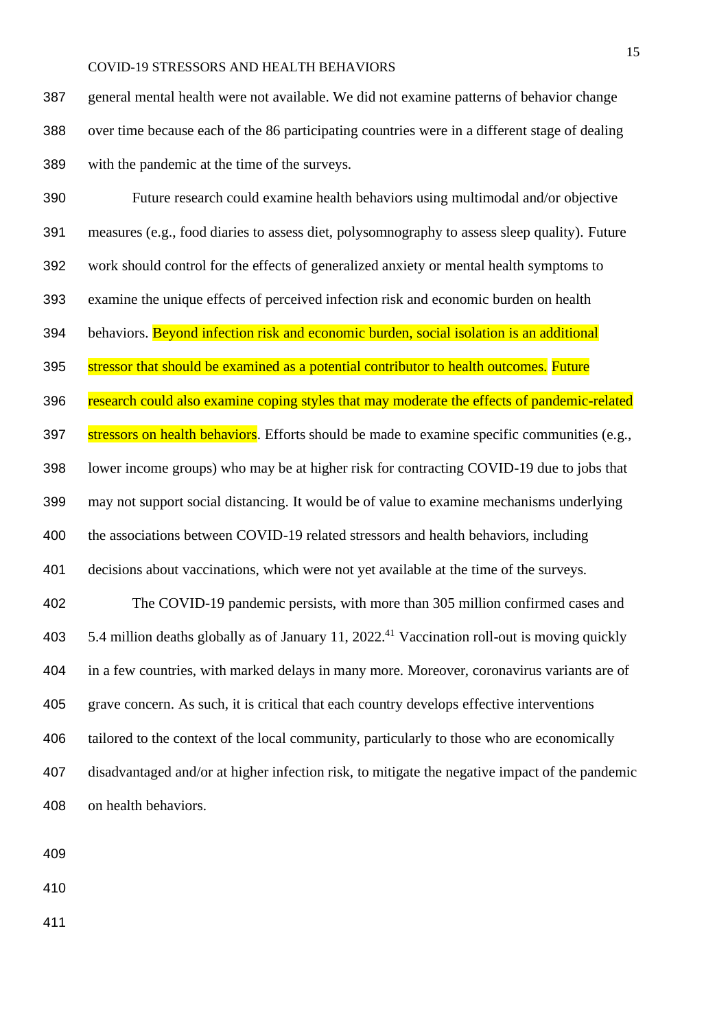general mental health were not available. We did not examine patterns of behavior change over time because each of the 86 participating countries were in a different stage of dealing with the pandemic at the time of the surveys.

Future research could examine health behaviors using multimodal and/or objective measures (e.g., food diaries to assess diet, polysomnography to assess sleep quality). Future work should control for the effects of generalized anxiety or mental health symptoms to examine the unique effects of perceived infection risk and economic burden on health behaviors. Beyond infection risk and economic burden, social isolation is an additional stressor that should be examined as a potential contributor to health outcomes. Future research could also examine coping styles that may moderate the effects of pandemic-related stressors on health behaviors. Efforts should be made to examine specific communities (e.g., lower income groups) who may be at higher risk for contracting COVID-19 due to jobs that may not support social distancing. It would be of value to examine mechanisms underlying the associations between COVID-19 related stressors and health behaviors, including decisions about vaccinations, which were not yet available at the time of the surveys.

The COVID-19 pandemic persists, with more than 305 million confirmed cases and 5.4 million deaths globally as of January 11, 2022.[41] Vaccination roll-out is moving quickly in a few countries, with marked delays in many more. Moreover, coronavirus variants are of grave concern. As such, it is critical that each country develops effective interventions tailored to the context of the local community, particularly to those who are economically disadvantaged and/or at higher infection risk, to mitigate the negative impact of the pandemic on health behaviors.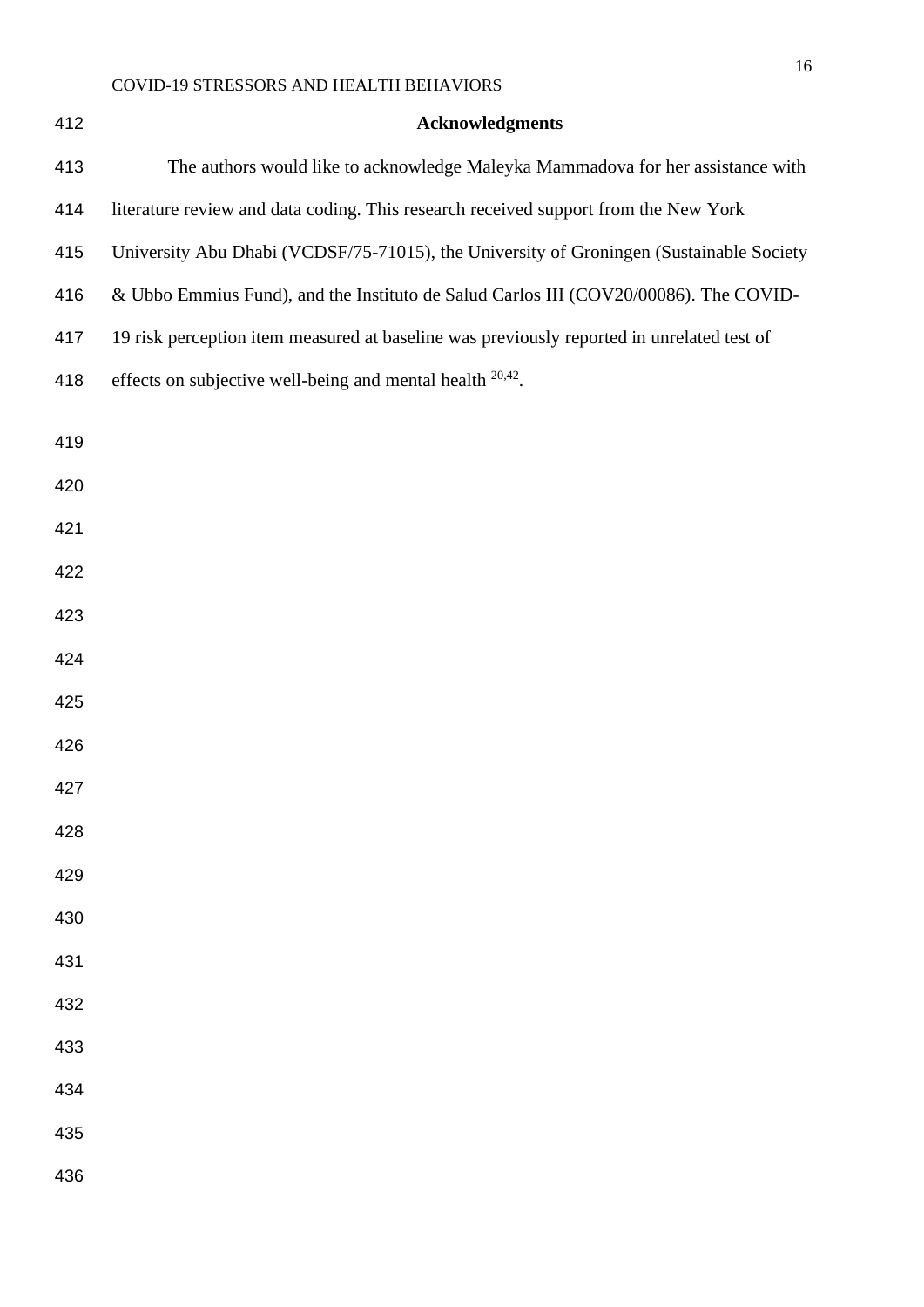## Acknowledgments

The authors would like to acknowledge Maleyka Mammadova for her assistance with literature review and data coding. This research received support from the New York University Abu Dhabi (VCDSF/75-71015), the University of Groningen (Sustainable Society & Ubbo Emmius Fund), and the Instituto de Salud Carlos III (COV20/00086). The COVID-19 risk perception item measured at baseline was previously reported in unrelated test of effects on subjective well-being and mental health [20,42].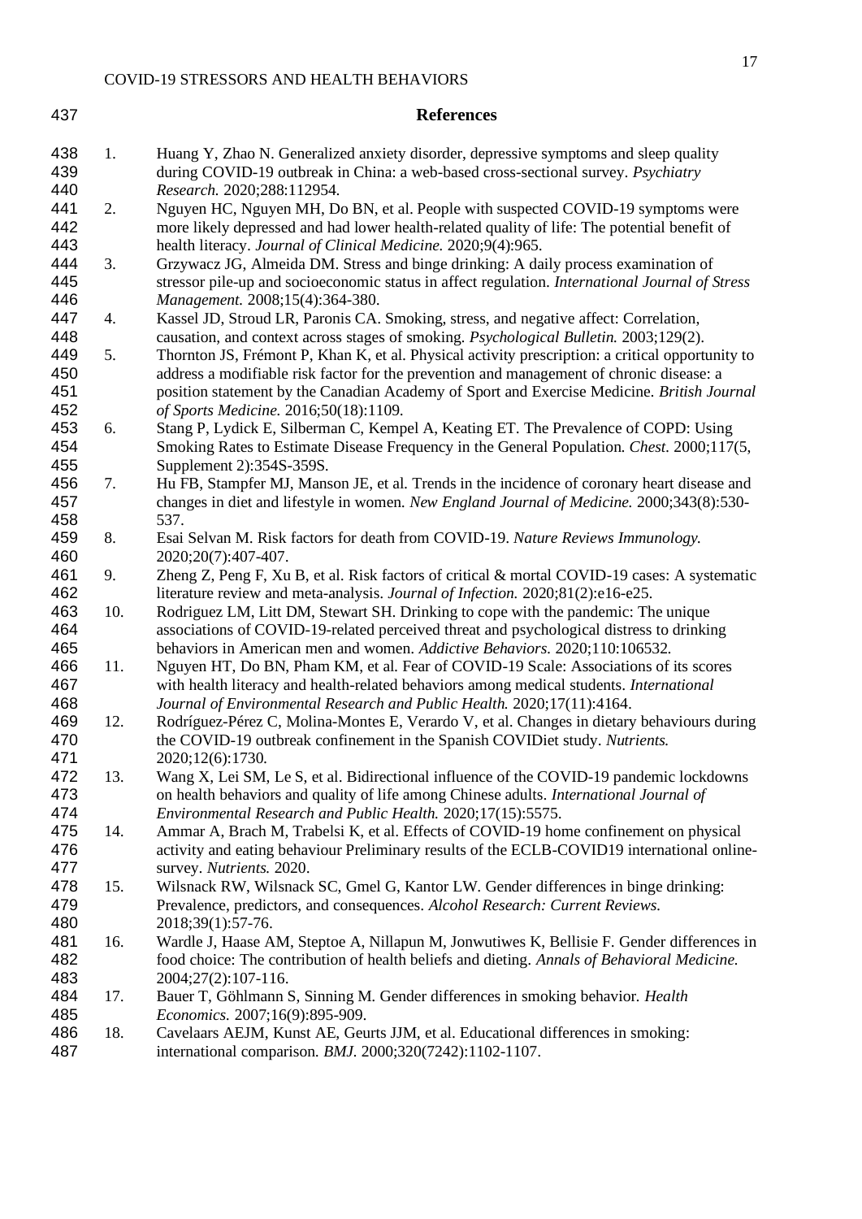## References

1. Huang Y, Zhao N. Generalized anxiety disorder, depressive symptoms and sleep quality during COVID-19 outbreak in China: a web-based cross-sectional survey. *Psychiatry Research.* 2020;288:112954.
2. Nguyen HC, Nguyen MH, Do BN, et al. People with suspected COVID-19 symptoms were more likely depressed and had lower health-related quality of life: The potential benefit of health literacy. *Journal of Clinical Medicine.* 2020;9(4):965.
3. Grzywacz JG, Almeida DM. Stress and binge drinking: A daily process examination of stressor pile-up and socioeconomic status in affect regulation. *International Journal of Stress Management.* 2008;15(4):364-380.
4. Kassel JD, Stroud LR, Paronis CA. Smoking, stress, and negative affect: Correlation, causation, and context across stages of smoking. *Psychological Bulletin.* 2003;129(2).
5. Thornton JS, Frémont P, Khan K, et al. Physical activity prescription: a critical opportunity to address a modifiable risk factor for the prevention and management of chronic disease: a position statement by the Canadian Academy of Sport and Exercise Medicine. *British Journal of Sports Medicine.* 2016;50(18):1109.
6. Stang P, Lydick E, Silberman C, Kempel A, Keating ET. The Prevalence of COPD: Using Smoking Rates to Estimate Disease Frequency in the General Population. *Chest.* 2000;117(5, Supplement 2):354S-359S.
7. Hu FB, Stampfer MJ, Manson JE, et al. Trends in the incidence of coronary heart disease and changes in diet and lifestyle in women. *New England Journal of Medicine.* 2000;343(8):530-537.
8. Esai Selvan M. Risk factors for death from COVID-19. *Nature Reviews Immunology.* 2020;20(7):407-407.
9. Zheng Z, Peng F, Xu B, et al. Risk factors of critical & mortal COVID-19 cases: A systematic literature review and meta-analysis. *Journal of Infection.* 2020;81(2):e16-e25.
10. Rodriguez LM, Litt DM, Stewart SH. Drinking to cope with the pandemic: The unique associations of COVID-19-related perceived threat and psychological distress to drinking behaviors in American men and women. *Addictive Behaviors.* 2020;110:106532.
11. Nguyen HT, Do BN, Pham KM, et al. Fear of COVID-19 Scale: Associations of its scores with health literacy and health-related behaviors among medical students. *International Journal of Environmental Research and Public Health.* 2020;17(11):4164.
12. Rodríguez-Pérez C, Molina-Montes E, Verardo V, et al. Changes in dietary behaviours during the COVID-19 outbreak confinement in the Spanish COVIDiet study. *Nutrients.* 2020;12(6):1730.
13. Wang X, Lei SM, Le S, et al. Bidirectional influence of the COVID-19 pandemic lockdowns on health behaviors and quality of life among Chinese adults. *International Journal of Environmental Research and Public Health.* 2020;17(15):5575.
14. Ammar A, Brach M, Trabelsi K, et al. Effects of COVID-19 home confinement on physical activity and eating behaviour Preliminary results of the ECLB-COVID19 international online-survey. *Nutrients.* 2020.
15. Wilsnack RW, Wilsnack SC, Gmel G, Kantor LW. Gender differences in binge drinking: Prevalence, predictors, and consequences. *Alcohol Research: Current Reviews.* 2018;39(1):57-76.
16. Wardle J, Haase AM, Steptoe A, Nillapun M, Jonwutiwes K, Bellisie F. Gender differences in food choice: The contribution of health beliefs and dieting. *Annals of Behavioral Medicine.* 2004;27(2):107-116.
17. Bauer T, Göhlmann S, Sinning M. Gender differences in smoking behavior. *Health Economics.* 2007;16(9):895-909.
18. Cavelaars AEJM, Kunst AE, Geurts JJM, et al. Educational differences in smoking: international comparison. *BMJ.* 2000;320(7242):1102-1107.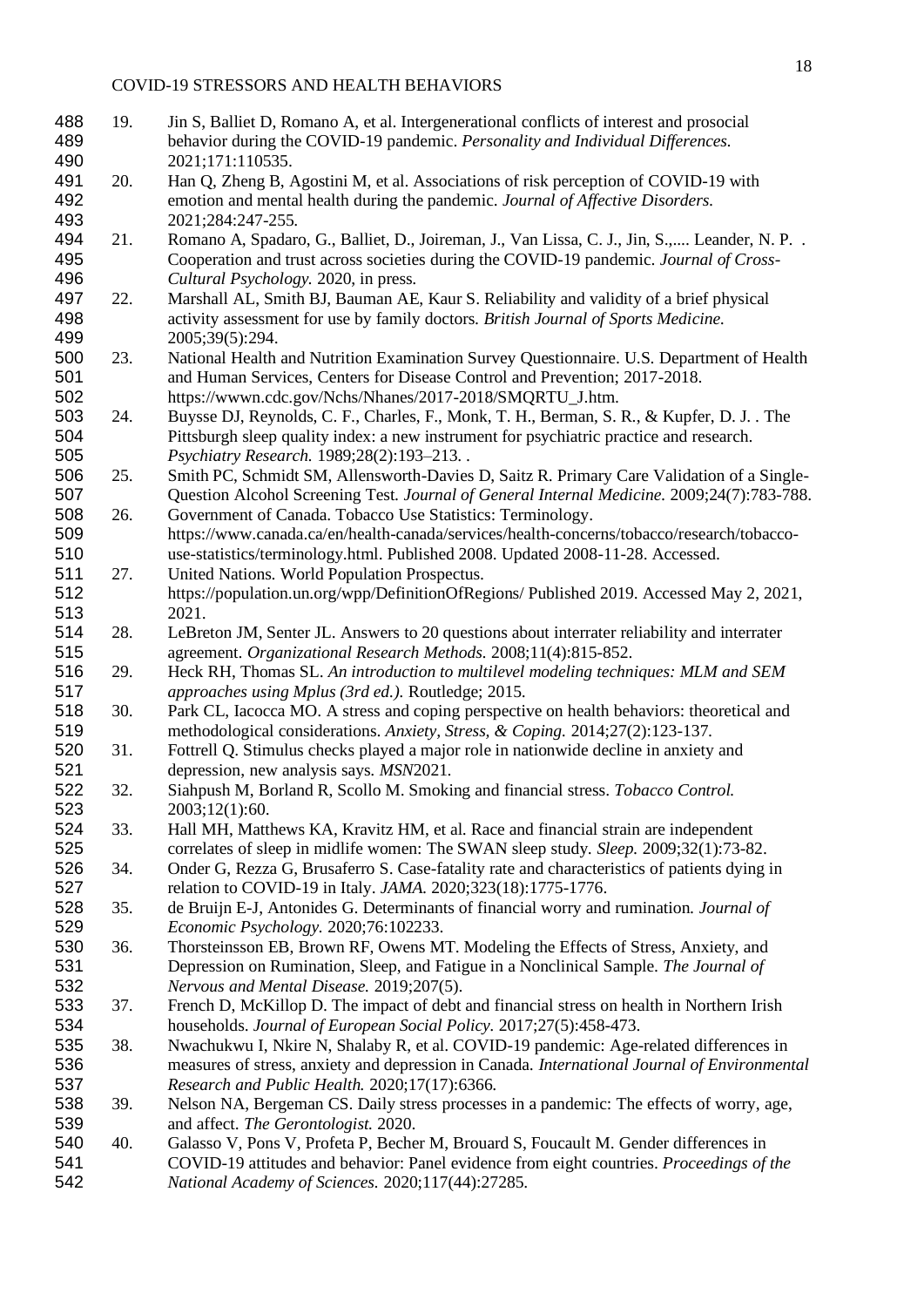19. Jin S, Balliet D, Romano A, et al. Intergenerational conflicts of interest and prosocial behavior during the COVID-19 pandemic. *Personality and Individual Differences.* 2021;171:110535.
20. Han Q, Zheng B, Agostini M, et al. Associations of risk perception of COVID-19 with emotion and mental health during the pandemic. *Journal of Affective Disorders.* 2021;284:247-255.
21. Romano A, Spadaro, G., Balliet, D., Joireman, J., Van Lissa, C. J., Jin, S.,.... Leander, N. P. . Cooperation and trust across societies during the COVID-19 pandemic. *Journal of Cross-Cultural Psychology.* 2020, in press.
22. Marshall AL, Smith BJ, Bauman AE, Kaur S. Reliability and validity of a brief physical activity assessment for use by family doctors. *British Journal of Sports Medicine.* 2005;39(5):294.
23. National Health and Nutrition Examination Survey Questionnaire. U.S. Department of Health and Human Services, Centers for Disease Control and Prevention; 2017-2018. https://wwwn.cdc.gov/Nchs/Nhanes/2017-2018/SMQRTU_J.htm.
24. Buysse DJ, Reynolds, C. F., Charles, F., Monk, T. H., Berman, S. R., & Kupfer, D. J. . The Pittsburgh sleep quality index: a new instrument for psychiatric practice and research. *Psychiatry Research.* 1989;28(2):193–213. .
25. Smith PC, Schmidt SM, Allensworth-Davies D, Saitz R. Primary Care Validation of a Single-Question Alcohol Screening Test. *Journal of General Internal Medicine.* 2009;24(7):783-788.
26. Government of Canada. Tobacco Use Statistics: Terminology. https://www.canada.ca/en/health-canada/services/health-concerns/tobacco/research/tobacco-use-statistics/terminology.html. Published 2008. Updated 2008-11-28. Accessed.
27. United Nations. World Population Prospectus. https://population.un.org/wpp/DefinitionOfRegions/ Published 2019. Accessed May 2, 2021, 2021.
28. LeBreton JM, Senter JL. Answers to 20 questions about interrater reliability and interrater agreement. *Organizational Research Methods.* 2008;11(4):815-852.
29. Heck RH, Thomas SL. *An introduction to multilevel modeling techniques: MLM and SEM approaches using Mplus (3rd ed.).* Routledge; 2015.
30. Park CL, Iacocca MO. A stress and coping perspective on health behaviors: theoretical and methodological considerations. *Anxiety, Stress, & Coping.* 2014;27(2):123-137.
31. Fottrell Q. Stimulus checks played a major role in nationwide decline in anxiety and depression, new analysis says. *MSN*2021.
32. Siahpush M, Borland R, Scollo M. Smoking and financial stress. *Tobacco Control.* 2003;12(1):60.
33. Hall MH, Matthews KA, Kravitz HM, et al. Race and financial strain are independent correlates of sleep in midlife women: The SWAN sleep study. *Sleep.* 2009;32(1):73-82.
34. Onder G, Rezza G, Brusaferro S. Case-fatality rate and characteristics of patients dying in relation to COVID-19 in Italy. *JAMA.* 2020;323(18):1775-1776.
35. de Bruijn E-J, Antonides G. Determinants of financial worry and rumination. *Journal of Economic Psychology.* 2020;76:102233.
36. Thorsteinsson EB, Brown RF, Owens MT. Modeling the Effects of Stress, Anxiety, and Depression on Rumination, Sleep, and Fatigue in a Nonclinical Sample. *The Journal of Nervous and Mental Disease.* 2019;207(5).
37. French D, McKillop D. The impact of debt and financial stress on health in Northern Irish households. *Journal of European Social Policy.* 2017;27(5):458-473.
38. Nwachukwu I, Nkire N, Shalaby R, et al. COVID-19 pandemic: Age-related differences in measures of stress, anxiety and depression in Canada. *International Journal of Environmental Research and Public Health.* 2020;17(17):6366.
39. Nelson NA, Bergeman CS. Daily stress processes in a pandemic: The effects of worry, age, and affect. *The Gerontologist.* 2020.
40. Galasso V, Pons V, Profeta P, Becher M, Brouard S, Foucault M. Gender differences in COVID-19 attitudes and behavior: Panel evidence from eight countries. *Proceedings of the National Academy of Sciences.* 2020;117(44):27285.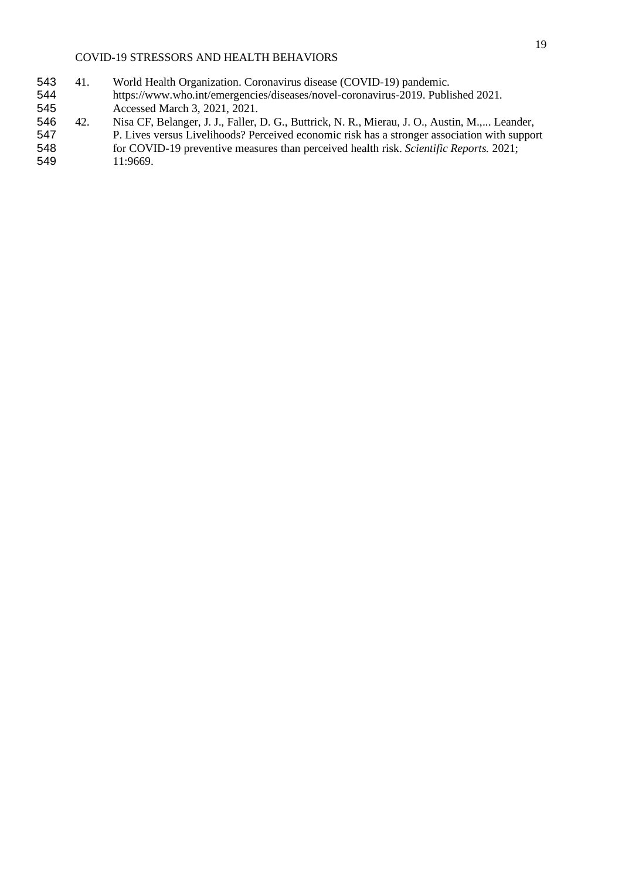41. World Health Organization. Coronavirus disease (COVID-19) pandemic. https://www.who.int/emergencies/diseases/novel-coronavirus-2019. Published 2021. Accessed March 3, 2021, 2021.
42. Nisa CF, Belanger, J. J., Faller, D. G., Buttrick, N. R., Mierau, J. O., Austin, M.,... Leander, P. Lives versus Livelihoods? Perceived economic risk has a stronger association with support for COVID-19 preventive measures than perceived health risk. *Scientific Reports.* 2021; 11:9669.